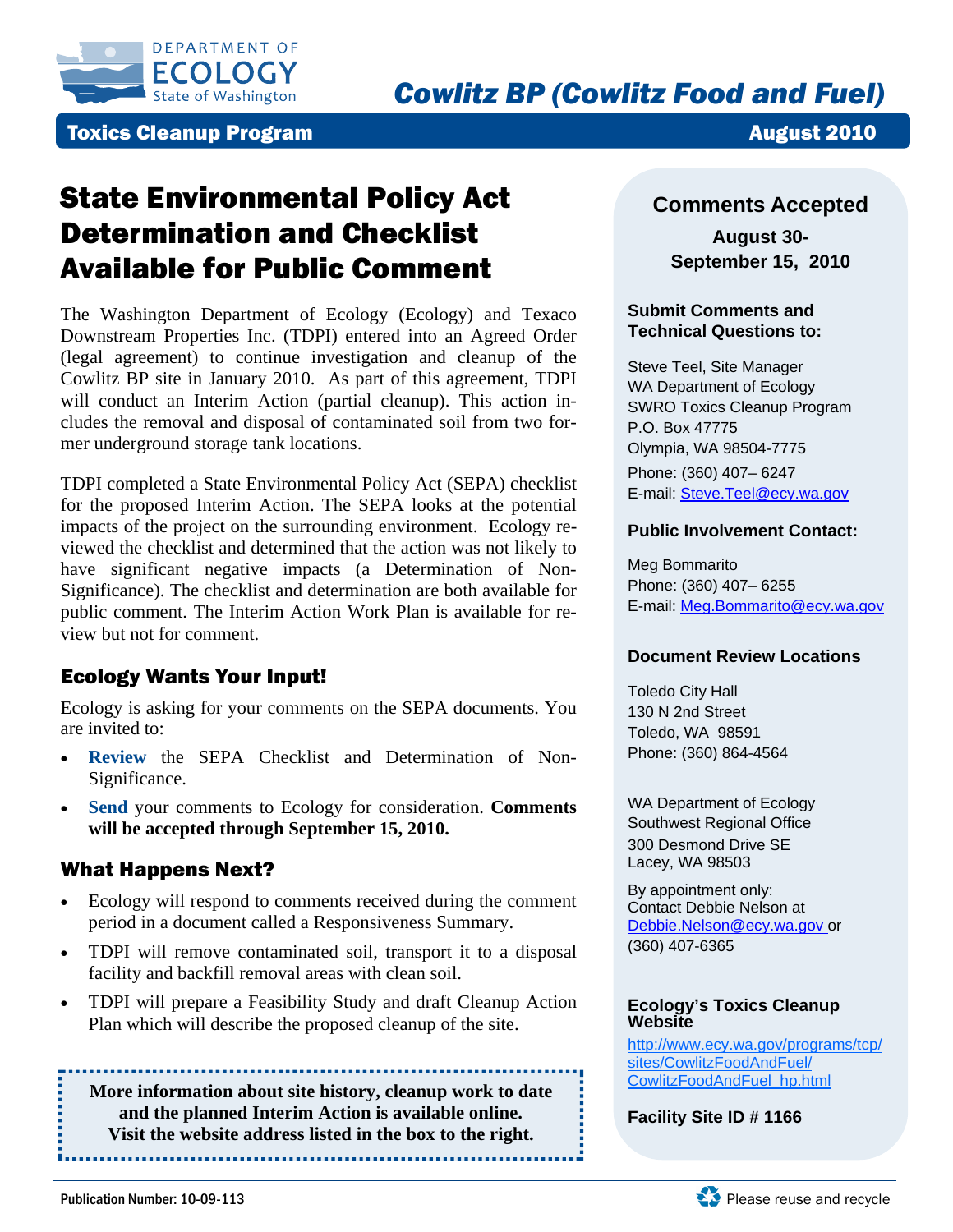DEPARTMENT OF ECOLOGY
State of Washington

# Cowlitz BP (Cowlitz Food and Fuel)

**Toxics Cleanup Program** **August 2010**

## State Environmental Policy Act Determination and Checklist Available for Public Comment

The Washington Department of Ecology (Ecology) and Texaco Downstream Properties Inc. (TDPI) entered into an Agreed Order (legal agreement) to continue investigation and cleanup of the Cowlitz BP site in January 2010. As part of this agreement, TDPI will conduct an Interim Action (partial cleanup). This action includes the removal and disposal of contaminated soil from two former underground storage tank locations.

TDPI completed a State Environmental Policy Act (SEPA) checklist for the proposed Interim Action. The SEPA looks at the potential impacts of the project on the surrounding environment. Ecology reviewed the checklist and determined that the action was not likely to have significant negative impacts (a Determination of Non-Significance). The checklist and determination are both available for public comment. The Interim Action Work Plan is available for review but not for comment.

### Ecology Wants Your Input!

Ecology is asking for your comments on the SEPA documents. You are invited to:

- **Review** the SEPA Checklist and Determination of Non-Significance.
- **Send** your comments to Ecology for consideration. **Comments will be accepted through September 15, 2010.**

### What Happens Next?

- Ecology will respond to comments received during the comment period in a document called a Responsiveness Summary.
- TDPI will remove contaminated soil, transport it to a disposal facility and backfill removal areas with clean soil.
- TDPI will prepare a Feasibility Study and draft Cleanup Action Plan which will describe the proposed cleanup of the site.

**More information about site history, cleanup work to date and the planned Interim Action is available online. Visit the website address listed in the box to the right.**

### Comments Accepted

**August 30- September 15, 2010**

**Submit Comments and Technical Questions to:**

Steve Teel, Site Manager
WA Department of Ecology
SWRO Toxics Cleanup Program
P.O. Box 47775
Olympia, WA 98504-7775
Phone: (360) 407– 6247
E-mail: Steve.Teel@ecy.wa.gov

**Public Involvement Contact:**

Meg Bommarito
Phone: (360) 407– 6255
E-mail: Meg.Bommarito@ecy.wa.gov

**Document Review Locations**

Toledo City Hall
130 N 2nd Street
Toledo, WA 98591
Phone: (360) 864-4564

WA Department of Ecology
Southwest Regional Office
300 Desmond Drive SE
Lacey, WA 98503

By appointment only:
Contact Debbie Nelson at
Debbie.Nelson@ecy.wa.gov or
(360) 407-6365

**Ecology's Toxics Cleanup Website**

http://www.ecy.wa.gov/programs/tcp/sites/CowlitzFoodAndFuel/CowlitzFoodAndFuel_hp.html

**Facility Site ID # 1166**

Publication Number: 10-09-113

Please reuse and recycle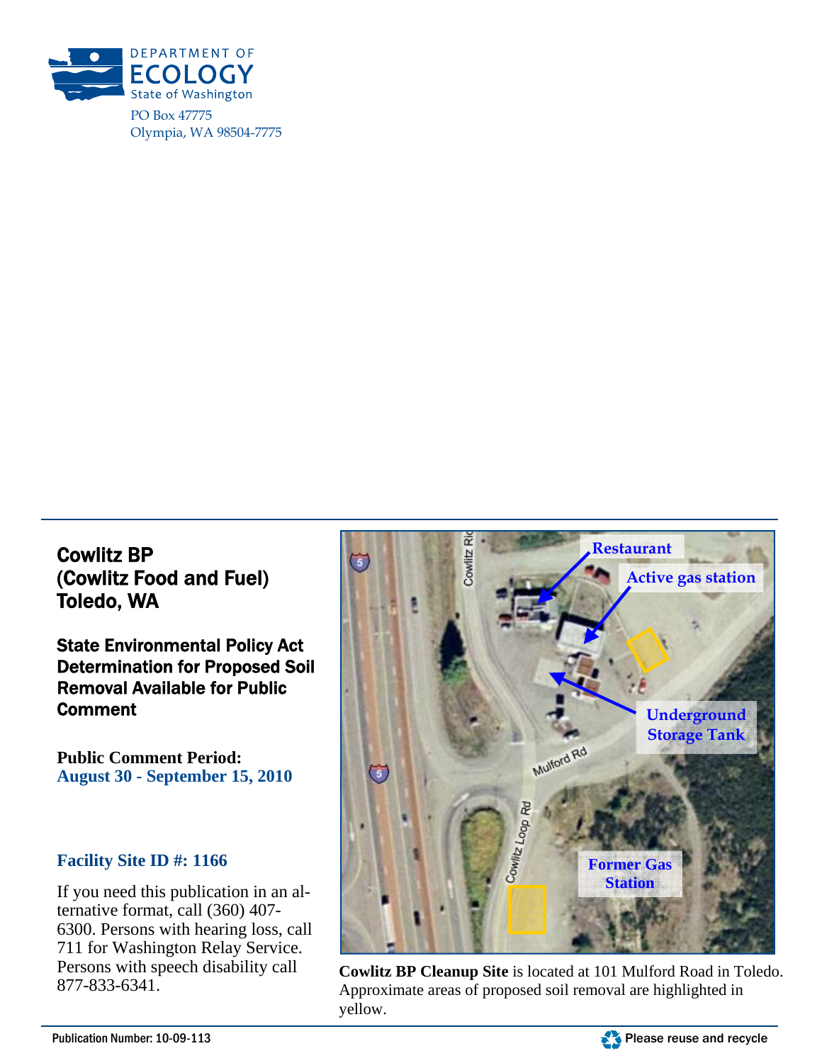DEPARTMENT OF
ECOLOGY
State of Washington

PO Box 47775
Olympia, WA 98504-7775

# Cowlitz BP (Cowlitz Food and Fuel) Toledo, WA

## State Environmental Policy Act Determination for Proposed Soil Removal Available for Public Comment

**Public Comment Period:**
**August 30 - September 15, 2010**

**Facility Site ID #: 1166**

If you need this publication in an alternative format, call (360) 407-6300. Persons with hearing loss, call 711 for Washington Relay Service. Persons with speech disability call 877-833-6341.

Restaurant

Active gas station

Underground Storage Tank

Former Gas Station

Cowlitz Rd

Mulford Rd

Cowlitz Loop Rd

5

**Cowlitz BP Cleanup Site** is located at 101 Mulford Road in Toledo. Approximate areas of proposed soil removal are highlighted in yellow.

Publication Number: 10-09-113

Please reuse and recycle